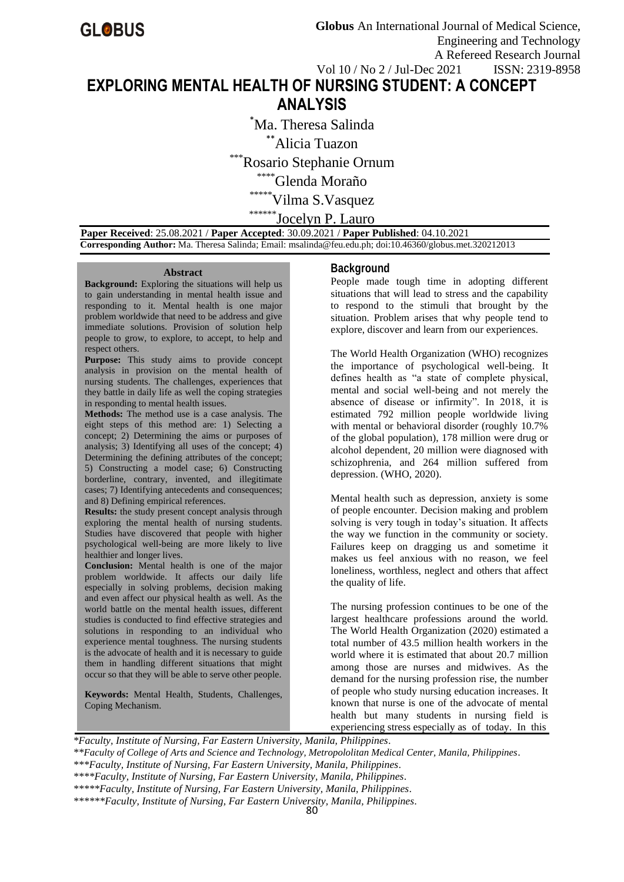# EXPLORING MENTAL HEALTH OF NURSING STUDENT: A CONCEPT ANALYSIS

*Ma. Theresa Salinda

**Alicia Tuazon

***Rosario Stephanie Ornum

****Glenda Moraño

*****Vilma S.Vasquez

******Jocelyn P. Lauro

**Paper Received**: 25.08.2021 / **Paper Accepted**: 30.09.2021 / **Paper Published**: 04.10.2021

**Corresponding Author:** Ma. Theresa Salinda; Email: msalinda@feu.edu.ph; doi:10.46360/globus.met.320212013

### Abstract

**Background:** Exploring the situations will help us to gain understanding in mental health issue and responding to it. Mental health is one major problem worldwide that need to be address and give immediate solutions. Provision of solution help people to grow, to explore, to accept, to help and respect others.

**Purpose:** This study aims to provide concept analysis in provision on the mental health of nursing students. The challenges, experiences that they battle in daily life as well the coping strategies in responding to mental health issues.

**Methods:** The method use is a case analysis. The eight steps of this method are: 1) Selecting a concept; 2) Determining the aims or purposes of analysis; 3) Identifying all uses of the concept; 4) Determining the defining attributes of the concept; 5) Constructing a model case; 6) Constructing borderline, contrary, invented, and illegitimate cases; 7) Identifying antecedents and consequences; and 8) Defining empirical references.

**Results:** the study present concept analysis through exploring the mental health of nursing students. Studies have discovered that people with higher psychological well-being are more likely to live healthier and longer lives.

**Conclusion:** Mental health is one of the major problem worldwide. It affects our daily life especially in solving problems, decision making and even affect our physical health as well. As the world battle on the mental health issues, different studies is conducted to find effective strategies and solutions in responding to an individual who experience mental toughness. The nursing students is the advocate of health and it is necessary to guide them in handling different situations that might occur so that they will be able to serve other people.

**Keywords:** Mental Health, Students, Challenges, Coping Mechanism.

## Background

People made tough time in adopting different situations that will lead to stress and the capability to respond to the stimuli that brought by the situation. Problem arises that why people tend to explore, discover and learn from our experiences.

The World Health Organization (WHO) recognizes the importance of psychological well-being. It defines health as "a state of complete physical, mental and social well-being and not merely the absence of disease or infirmity". In 2018, it is estimated 792 million people worldwide living with mental or behavioral disorder (roughly 10.7% of the global population), 178 million were drug or alcohol dependent, 20 million were diagnosed with schizophrenia, and 264 million suffered from depression. (WHO, 2020).

Mental health such as depression, anxiety is some of people encounter. Decision making and problem solving is very tough in today's situation. It affects the way we function in the community or society. Failures keep on dragging us and sometime it makes us feel anxious with no reason, we feel loneliness, worthless, neglect and others that affect the quality of life.

The nursing profession continues to be one of the largest healthcare professions around the world. The World Health Organization (2020) estimated a total number of 43.5 million health workers in the world where it is estimated that about 20.7 million among those are nurses and midwives. As the demand for the nursing profession rise, the number of people who study nursing education increases. It known that nurse is one of the advocate of mental health but many students in nursing field is experiencing stress especially as of today. In this

**Faculty, Institute of Nursing, Far Eastern University, Manila, Philippines.*

***Faculty of College of Arts and Science and Technology, Metropolollitan Medical Center, Manila, Philippines.*

****Faculty, Institute of Nursing, Far Eastern University, Manila, Philippines.*

*****Faculty, Institute of Nursing, Far Eastern University, Manila, Philippines.*

******Faculty, Institute of Nursing, Far Eastern University, Manila, Philippines.*

*******Faculty, Institute of Nursing, Far Eastern University, Manila, Philippines.*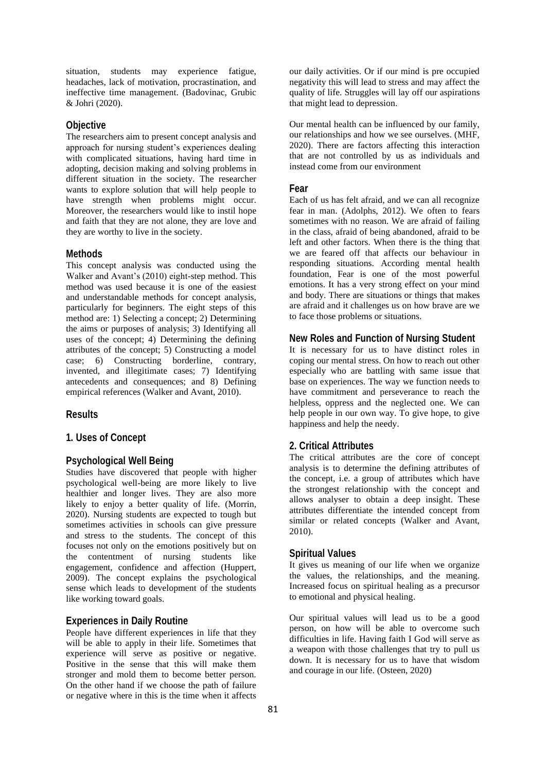situation, students may experience fatigue, headaches, lack of motivation, procrastination, and ineffective time management. (Badovinac, Grubic & Johri (2020).

## Objective

The researchers aim to present concept analysis and approach for nursing student's experiences dealing with complicated situations, having hard time in adopting, decision making and solving problems in different situation in the society. The researcher wants to explore solution that will help people to have strength when problems might occur. Moreover, the researchers would like to instil hope and faith that they are not alone, they are love and they are worthy to live in the society.

## Methods

This concept analysis was conducted using the Walker and Avant's (2010) eight-step method. This method was used because it is one of the easiest and understandable methods for concept analysis, particularly for beginners. The eight steps of this method are: 1) Selecting a concept; 2) Determining the aims or purposes of analysis; 3) Identifying all uses of the concept; 4) Determining the defining attributes of the concept; 5) Constructing a model case; 6) Constructing borderline, contrary, invented, and illegitimate cases; 7) Identifying antecedents and consequences; and 8) Defining empirical references (Walker and Avant, 2010).

## Results

### 1. Uses of Concept

### Psychological Well Being

Studies have discovered that people with higher psychological well-being are more likely to live healthier and longer lives. They are also more likely to enjoy a better quality of life. (Morrin, 2020). Nursing students are expected to tough but sometimes activities in schools can give pressure and stress to the students. The concept of this focuses not only on the emotions positively but on the contentment of nursing students like engagement, confidence and affection (Huppert, 2009). The concept explains the psychological sense which leads to development of the students like working toward goals.

### Experiences in Daily Routine

People have different experiences in life that they will be able to apply in their life. Sometimes that experience will serve as positive or negative. Positive in the sense that this will make them stronger and mold them to become better person. On the other hand if we choose the path of failure or negative where in this is the time when it affects our daily activities. Or if our mind is pre occupied negativity this will lead to stress and may affect the quality of life. Struggles will lay off our aspirations that might lead to depression.

Our mental health can be influenced by our family, our relationships and how we see ourselves. (MHF, 2020). There are factors affecting this interaction that are not controlled by us as individuals and instead come from our environment

### Fear

Each of us has felt afraid, and we can all recognize fear in man. (Adolphs, 2012). We often to fears sometimes with no reason. We are afraid of failing in the class, afraid of being abandoned, afraid to be left and other factors. When there is the thing that we are feared off that affects our behaviour in responding situations. According mental health foundation, Fear is one of the most powerful emotions. It has a very strong effect on your mind and body. There are situations or things that makes are afraid and it challenges us on how brave are we to face those problems or situations.

### New Roles and Function of Nursing Student

It is necessary for us to have distinct roles in coping our mental stress. On how to reach out other especially who are battling with same issue that base on experiences. The way we function needs to have commitment and perseverance to reach the helpless, oppress and the neglected one. We can help people in our own way. To give hope, to give happiness and help the needy.

### 2. Critical Attributes

The critical attributes are the core of concept analysis is to determine the defining attributes of the concept, i.e. a group of attributes which have the strongest relationship with the concept and allows analyser to obtain a deep insight. These attributes differentiate the intended concept from similar or related concepts (Walker and Avant, 2010).

### Spiritual Values

It gives us meaning of our life when we organize the values, the relationships, and the meaning. Increased focus on spiritual healing as a precursor to emotional and physical healing.

Our spiritual values will lead us to be a good person, on how will be able to overcome such difficulties in life. Having faith I God will serve as a weapon with those challenges that try to pull us down. It is necessary for us to have that wisdom and courage in our life. (Osteen, 2020)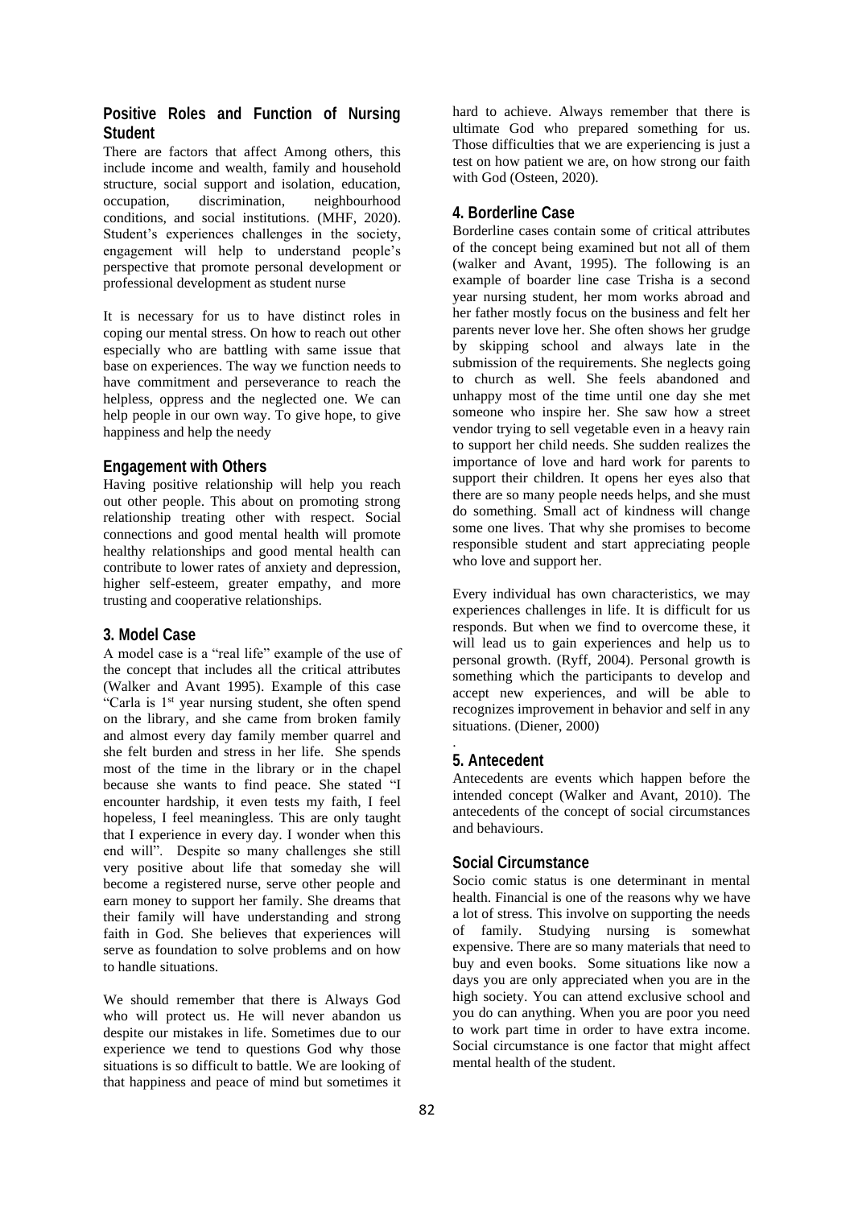## Positive Roles and Function of Nursing Student

There are factors that affect Among others, this include income and wealth, family and household structure, social support and isolation, education, occupation, discrimination, neighbourhood conditions, and social institutions. (MHF, 2020). Student's experiences challenges in the society, engagement will help to understand people's perspective that promote personal development or professional development as student nurse

It is necessary for us to have distinct roles in coping our mental stress. On how to reach out other especially who are battling with same issue that base on experiences. The way we function needs to have commitment and perseverance to reach the helpless, oppress and the neglected one. We can help people in our own way. To give hope, to give happiness and help the needy

## Engagement with Others

Having positive relationship will help you reach out other people. This about on promoting strong relationship treating other with respect. Social connections and good mental health will promote healthy relationships and good mental health can contribute to lower rates of anxiety and depression, higher self-esteem, greater empathy, and more trusting and cooperative relationships.

## 3. Model Case

A model case is a "real life" example of the use of the concept that includes all the critical attributes (Walker and Avant 1995). Example of this case "Carla is 1st year nursing student, she often spend on the library, and she came from broken family and almost every day family member quarrel and she felt burden and stress in her life. She spends most of the time in the library or in the chapel because she wants to find peace. She stated "I encounter hardship, it even tests my faith, I feel hopeless, I feel meaningless. This are only taught that I experience in every day. I wonder when this end will". Despite so many challenges she still very positive about life that someday she will become a registered nurse, serve other people and earn money to support her family. She dreams that their family will have understanding and strong faith in God. She believes that experiences will serve as foundation to solve problems and on how to handle situations.

We should remember that there is Always God who will protect us. He will never abandon us despite our mistakes in life. Sometimes due to our experience we tend to questions God why those situations is so difficult to battle. We are looking of that happiness and peace of mind but sometimes it hard to achieve. Always remember that there is ultimate God who prepared something for us. Those difficulties that we are experiencing is just a test on how patient we are, on how strong our faith with God (Osteen, 2020).

## 4. Borderline Case

Borderline cases contain some of critical attributes of the concept being examined but not all of them (walker and Avant, 1995). The following is an example of boarder line case Trisha is a second year nursing student, her mom works abroad and her father mostly focus on the business and felt her parents never love her. She often shows her grudge by skipping school and always late in the submission of the requirements. She neglects going to church as well. She feels abandoned and unhappy most of the time until one day she met someone who inspire her. She saw how a street vendor trying to sell vegetable even in a heavy rain to support her child needs. She sudden realizes the importance of love and hard work for parents to support their children. It opens her eyes also that there are so many people needs helps, and she must do something. Small act of kindness will change some one lives. That why she promises to become responsible student and start appreciating people who love and support her.

Every individual has own characteristics, we may experiences challenges in life. It is difficult for us responds. But when we find to overcome these, it will lead us to gain experiences and help us to personal growth. (Ryff, 2004). Personal growth is something which the participants to develop and accept new experiences, and will be able to recognizes improvement in behavior and self in any situations. (Diener, 2000)

## 5. Antecedent

Antecedents are events which happen before the intended concept (Walker and Avant, 2010). The antecedents of the concept of social circumstances and behaviours.

## Social Circumstance

Socio comic status is one determinant in mental health. Financial is one of the reasons why we have a lot of stress. This involve on supporting the needs of family. Studying nursing is somewhat expensive. There are so many materials that need to buy and even books. Some situations like now a days you are only appreciated when you are in the high society. You can attend exclusive school and you do can anything. When you are poor you need to work part time in order to have extra income. Social circumstance is one factor that might affect mental health of the student.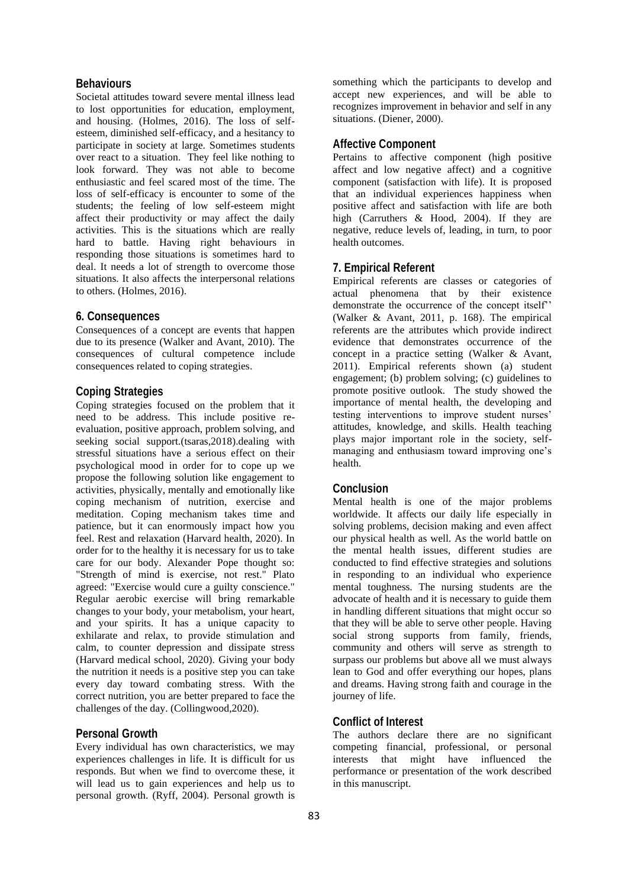### Behaviours

Societal attitudes toward severe mental illness lead to lost opportunities for education, employment, and housing. (Holmes, 2016). The loss of self-esteem, diminished self-efficacy, and a hesitancy to participate in society at large. Sometimes students over react to a situation. They feel like nothing to look forward. They was not able to become enthusiastic and feel scared most of the time. The loss of self-efficacy is encounter to some of the students; the feeling of low self-esteem might affect their productivity or may affect the daily activities. This is the situations which are really hard to battle. Having right behaviours in responding those situations is sometimes hard to deal. It needs a lot of strength to overcome those situations. It also affects the interpersonal relations to others. (Holmes, 2016).

## 6. Consequences

Consequences of a concept are events that happen due to its presence (Walker and Avant, 2010). The consequences of cultural competence include consequences related to coping strategies.

### Coping Strategies

Coping strategies focused on the problem that it need to be address. This include positive re-evaluation, positive approach, problem solving, and seeking social support.(tsaras,2018).dealing with stressful situations have a serious effect on their psychological mood in order for to cope up we propose the following solution like engagement to activities, physically, mentally and emotionally like coping mechanism of nutrition, exercise and meditation. Coping mechanism takes time and patience, but it can enormously impact how you feel. Rest and relaxation (Harvard health, 2020). In order for to the healthy it is necessary for us to take care for our body. Alexander Pope thought so: "Strength of mind is exercise, not rest." Plato agreed: "Exercise would cure a guilty conscience." Regular aerobic exercise will bring remarkable changes to your body, your metabolism, your heart, and your spirits. It has a unique capacity to exhilarate and relax, to provide stimulation and calm, to counter depression and dissipate stress (Harvard medical school, 2020). Giving your body the nutrition it needs is a positive step you can take every day toward combating stress. With the correct nutrition, you are better prepared to face the challenges of the day. (Collingwood,2020).

### Personal Growth

Every individual has own characteristics, we may experiences challenges in life. It is difficult for us responds. But when we find to overcome these, it will lead us to gain experiences and help us to personal growth. (Ryff, 2004). Personal growth is something which the participants to develop and accept new experiences, and will be able to recognizes improvement in behavior and self in any situations. (Diener, 2000).

### Affective Component

Pertains to affective component (high positive affect and low negative affect) and a cognitive component (satisfaction with life). It is proposed that an individual experiences happiness when positive affect and satisfaction with life are both high (Carruthers & Hood, 2004). If they are negative, reduce levels of, leading, in turn, to poor health outcomes.

## 7. Empirical Referent

Empirical referents are classes or categories of actual phenomena that by their existence demonstrate the occurrence of the concept itself'' (Walker & Avant, 2011, p. 168). The empirical referents are the attributes which provide indirect evidence that demonstrates occurrence of the concept in a practice setting (Walker & Avant, 2011). Empirical referents shown (a) student engagement; (b) problem solving; (c) guidelines to promote positive outlook. The study showed the importance of mental health, the developing and testing interventions to improve student nurses' attitudes, knowledge, and skills. Health teaching plays major important role in the society, self-managing and enthusiasm toward improving one's health.

## Conclusion

Mental health is one of the major problems worldwide. It affects our daily life especially in solving problems, decision making and even affect our physical health as well. As the world battle on the mental health issues, different studies are conducted to find effective strategies and solutions in responding to an individual who experience mental toughness. The nursing students are the advocate of health and it is necessary to guide them in handling different situations that might occur so that they will be able to serve other people. Having social strong supports from family, friends, community and others will serve as strength to surpass our problems but above all we must always lean to God and offer everything our hopes, plans and dreams. Having strong faith and courage in the journey of life.

## Conflict of Interest

The authors declare there are no significant competing financial, professional, or personal interests that might have influenced the performance or presentation of the work described in this manuscript.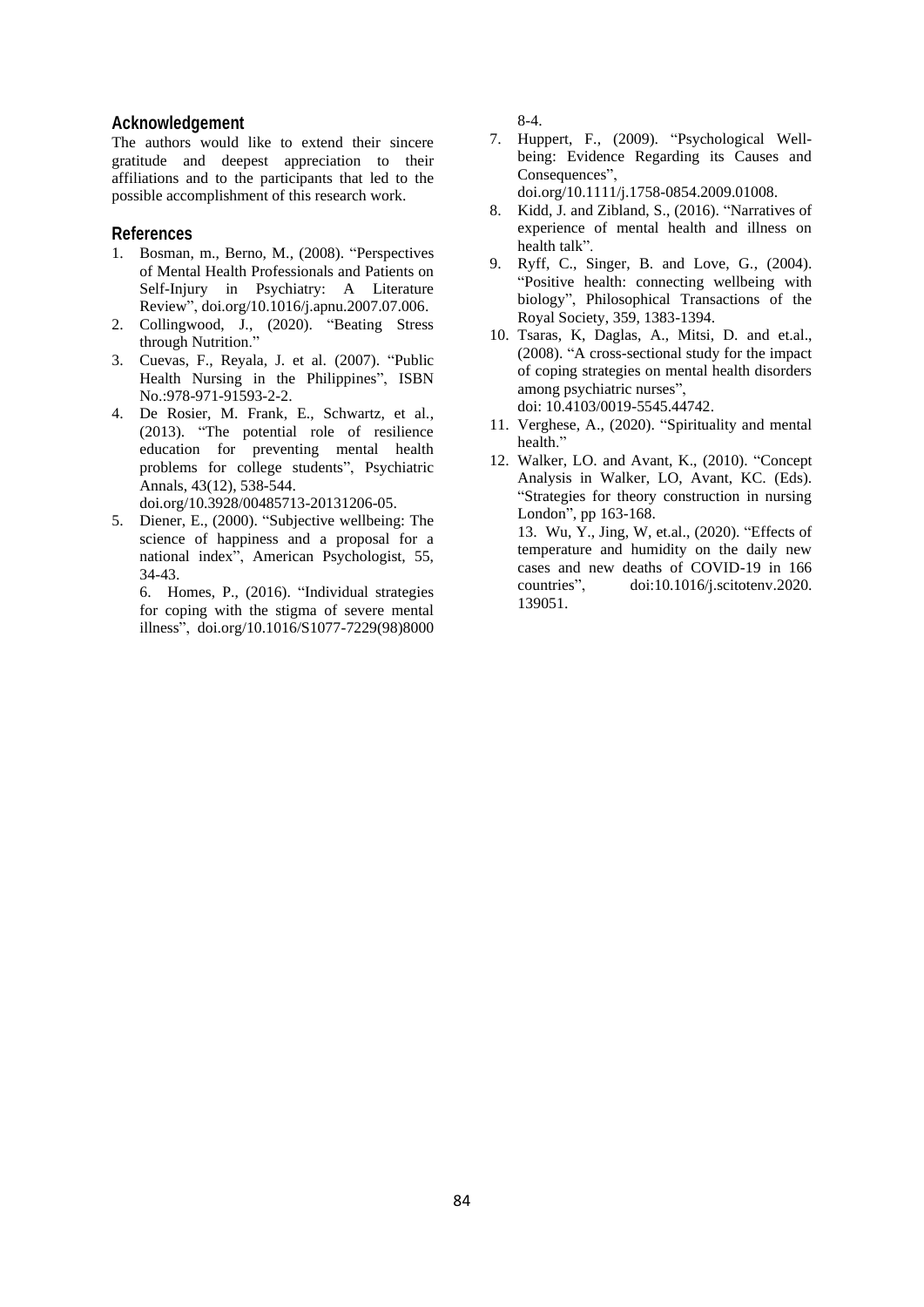## Acknowledgement

The authors would like to extend their sincere gratitude and deepest appreciation to their affiliations and to the participants that led to the possible accomplishment of this research work.

## References

1. Bosman, m., Berno, M., (2008). "Perspectives of Mental Health Professionals and Patients on Self-Injury in Psychiatry: A Literature Review", doi.org/10.1016/j.apnu.2007.07.006.
2. Collingwood, J., (2020). "Beating Stress through Nutrition."
3. Cuevas, F., Reyala, J. et al. (2007). "Public Health Nursing in the Philippines", ISBN No.:978-971-91593-2-2.
4. De Rosier, M. Frank, E., Schwartz, et al., (2013). "The potential role of resilience education for preventing mental health problems for college students", Psychiatric Annals, 43(12), 538-544. doi.org/10.3928/00485713-20131206-05.
5. Diener, E., (2000). "Subjective wellbeing: The science of happiness and a proposal for a national index", American Psychologist, 55, 34-43.
6. Homes, P., (2016). "Individual strategies for coping with the stigma of severe mental illness", doi.org/10.1016/S1077-7229(98)80008-4.
7. Huppert, F., (2009). "Psychological Well-being: Evidence Regarding its Causes and Consequences", doi.org/10.1111/j.1758-0854.2009.01008.
8. Kidd, J. and Zibland, S., (2016). "Narratives of experience of mental health and illness on health talk".
9. Ryff, C., Singer, B. and Love, G., (2004). "Positive health: connecting wellbeing with biology", Philosophical Transactions of the Royal Society, 359, 1383-1394.
10. Tsaras, K, Daglas, A., Mitsi, D. and et.al., (2008). "A cross-sectional study for the impact of coping strategies on mental health disorders among psychiatric nurses", doi: 10.4103/0019-5545.44742.
11. Verghese, A., (2020). "Spirituality and mental health."
12. Walker, LO. and Avant, K., (2010). "Concept Analysis in Walker, LO, Avant, KC. (Eds). "Strategies for theory construction in nursing London", pp 163-168.
13. Wu, Y., Jing, W, et.al., (2020). "Effects of temperature and humidity on the daily new cases and new deaths of COVID-19 in 166 countries", doi:10.1016/j.scitotenv.2020.139051.